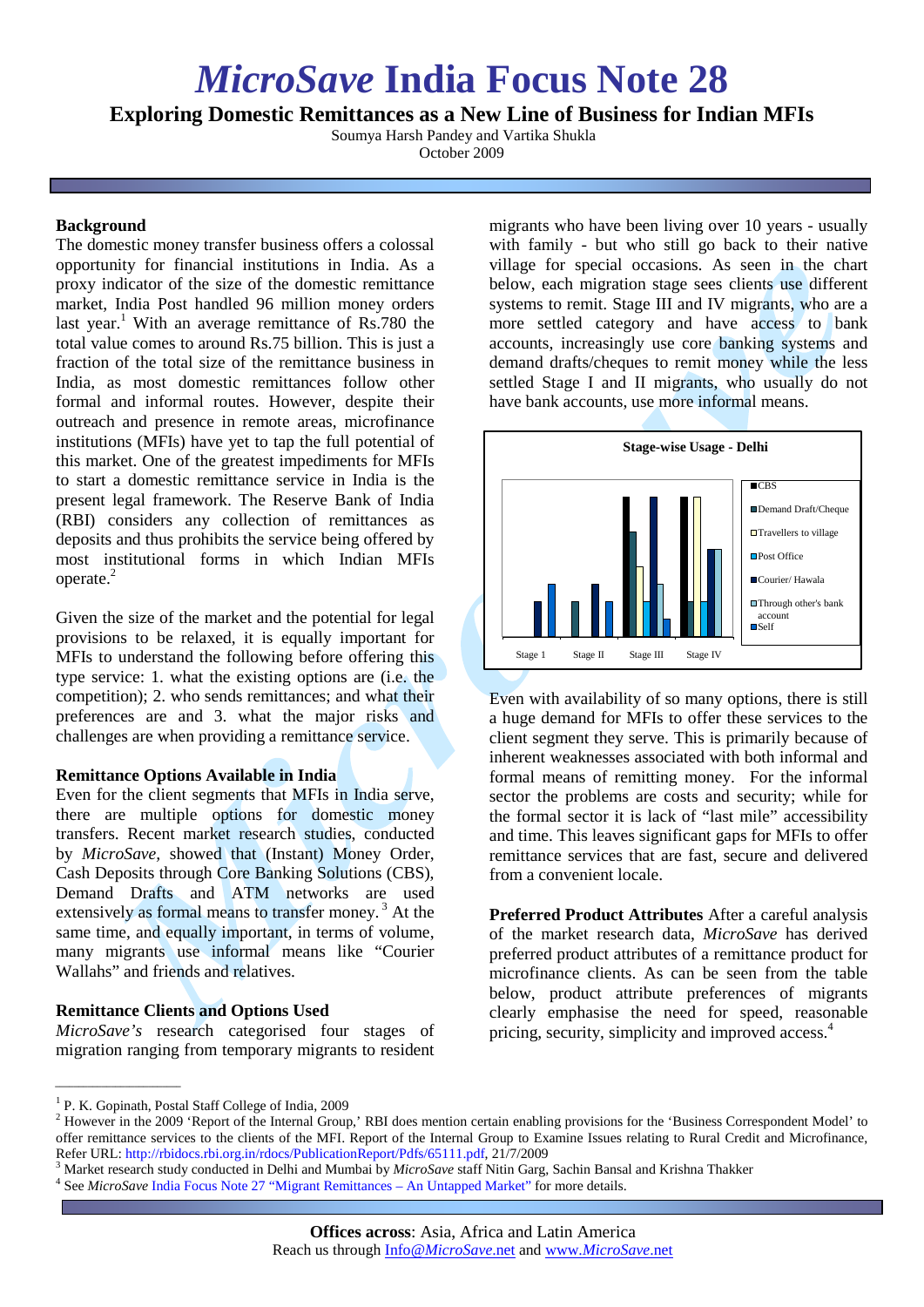# *MicroSave* India Focus Note 28

## Exploring Domestic Remittances as a New Line of Business for Indian MFIs

Soumya Harsh Pandey and Vartika Shukla
October 2009

### Background

The domestic money transfer business offers a colossal opportunity for financial institutions in India. As a proxy indicator of the size of the domestic remittance market, India Post handled 96 million money orders last year.[1] With an average remittance of Rs.780 the total value comes to around Rs.75 billion. This is just a fraction of the total size of the remittance business in India, as most domestic remittances follow other formal and informal routes. However, despite their outreach and presence in remote areas, microfinance institutions (MFIs) have yet to tap the full potential of this market. One of the greatest impediments for MFIs to start a domestic remittance service in India is the present legal framework. The Reserve Bank of India (RBI) considers any collection of remittances as deposits and thus prohibits the service being offered by most institutional forms in which Indian MFIs operate.[2]

Given the size of the market and the potential for legal provisions to be relaxed, it is equally important for MFIs to understand the following before offering this type service: 1. what the existing options are (i.e. the competition); 2. who sends remittances; and what their preferences are and 3. what the major risks and challenges are when providing a remittance service.

### Remittance Options Available in India

Even for the client segments that MFIs in India serve, there are multiple options for domestic money transfers. Recent market research studies, conducted by *MicroSave*, showed that (Instant) Money Order, Cash Deposits through Core Banking Solutions (CBS), Demand Drafts and ATM networks are used extensively as formal means to transfer money.[3] At the same time, and equally important, in terms of volume, many migrants use informal means like "Courier Wallahs" and friends and relatives.

### Remittance Clients and Options Used

*MicroSave's* research categorised four stages of migration ranging from temporary migrants to resident migrants who have been living over 10 years - usually with family - but who still go back to their native village for special occasions. As seen in the chart below, each migration stage sees clients use different systems to remit. Stage III and IV migrants, who are a more settled category and have access to bank accounts, increasingly use core banking systems and demand drafts/cheques to remit money while the less settled Stage I and II migrants, who usually do not have bank accounts, use more informal means.

**Stage-wise Usage - Delhi**

(Chart: Stage 1, Stage II, Stage III, Stage IV; Legend: CBS, Demand Draft/Cheque, Travellers to village, Post Office, Courier/ Hawala, Through other's bank account, Self)

Even with availability of so many options, there is still a huge demand for MFIs to offer these services to the client segment they serve. This is primarily because of inherent weaknesses associated with both informal and formal means of remitting money. For the informal sector the problems are costs and security; while for the formal sector it is lack of "last mile" accessibility and time. This leaves significant gaps for MFIs to offer remittance services that are fast, secure and delivered from a convenient locale.

**Preferred Product Attributes** After a careful analysis of the market research data, *MicroSave* has derived preferred product attributes of a remittance product for microfinance clients. As can be seen from the table below, product attribute preferences of migrants clearly emphasise the need for speed, reasonable pricing, security, simplicity and improved access.[4]

---

[1] P. K. Gopinath, Postal Staff College of India, 2009

[2] However in the 2009 'Report of the Internal Group,' RBI does mention certain enabling provisions for the 'Business Correspondent Model' to offer remittance services to the clients of the MFI. Report of the Internal Group to Examine Issues relating to Rural Credit and Microfinance, Refer URL: http://rbidocs.rbi.org.in/rdocs/PublicationReport/Pdfs/65111.pdf, 21/7/2009

[3] Market research study conducted in Delhi and Mumbai by *MicroSave* staff Nitin Garg, Sachin Bansal and Krishna Thakker

[4] See *MicroSave* India Focus Note 27 "Migrant Remittances – An Untapped Market" for more details.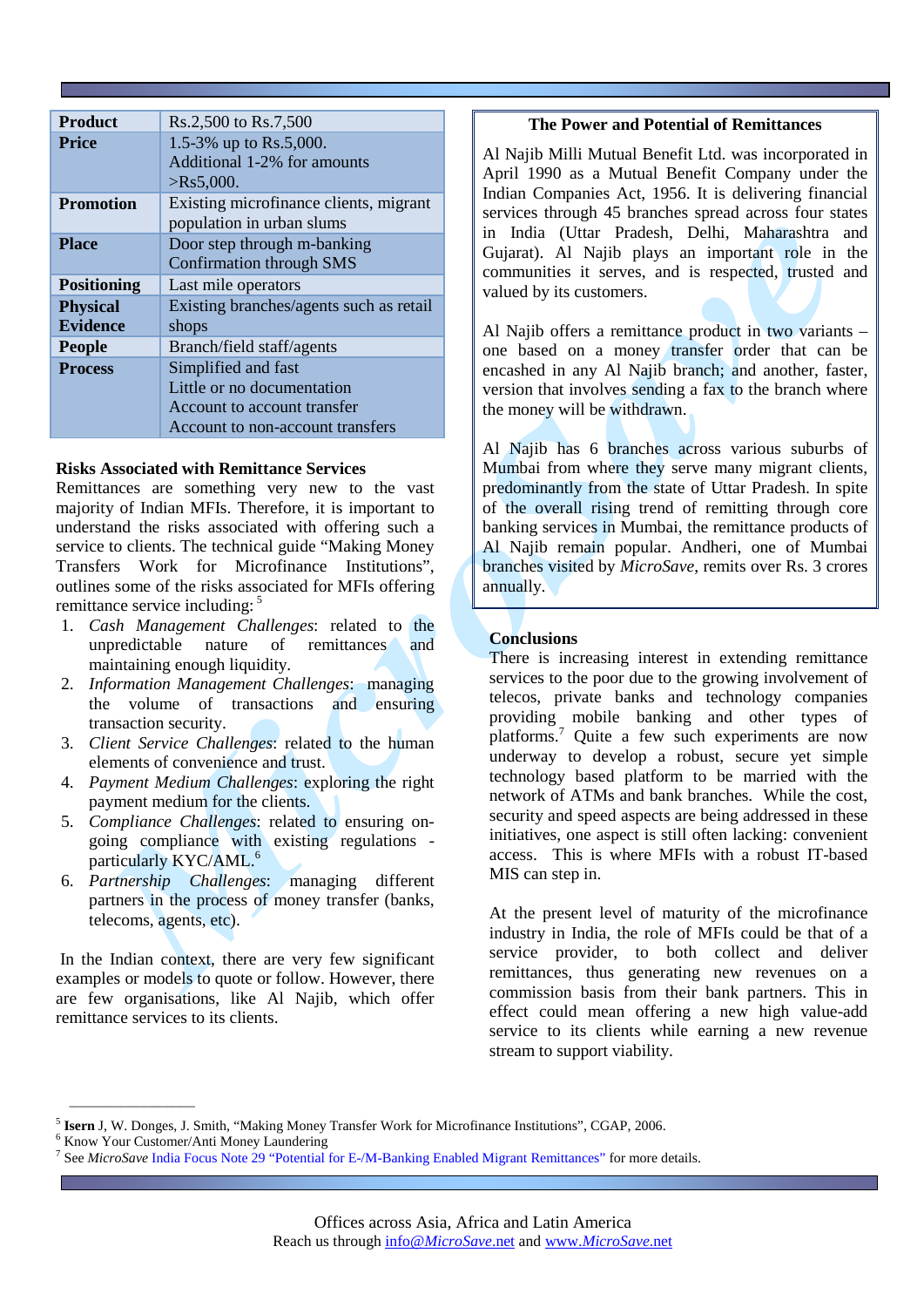| | |
|---|---|
| **Product** | Rs.2,500 to Rs.7,500 |
| **Price** | 1.5-3% up to Rs.5,000.<br>Additional 1-2% for amounts >Rs5,000. |
| **Promotion** | Existing microfinance clients, migrant population in urban slums |
| **Place** | Door step through m-banking<br>Confirmation through SMS |
| **Positioning** | Last mile operators |
| **Physical Evidence** | Existing branches/agents such as retail shops |
| **People** | Branch/field staff/agents |
| **Process** | Simplified and fast<br>Little or no documentation<br>Account to account transfer<br>Account to non-account transfers |

**Risks Associated with Remittance Services**

Remittances are something very new to the vast majority of Indian MFIs. Therefore, it is important to understand the risks associated with offering such a service to clients. The technical guide "Making Money Transfers Work for Microfinance Institutions", outlines some of the risks associated for MFIs offering remittance service including: [5]

1. *Cash Management Challenges*: related to the unpredictable nature of remittances and maintaining enough liquidity.
2. *Information Management Challenges*: managing the volume of transactions and ensuring transaction security.
3. *Client Service Challenges*: related to the human elements of convenience and trust.
4. *Payment Medium Challenges*: exploring the right payment medium for the clients.
5. *Compliance Challenges*: related to ensuring on-going compliance with existing regulations - particularly KYC/AML.[6]
6. *Partnership Challenges*: managing different partners in the process of money transfer (banks, telecoms, agents, etc).

In the Indian context, there are very few significant examples or models to quote or follow. However, there are few organisations, like Al Najib, which offer remittance services to its clients.

**The Power and Potential of Remittances**

Al Najib Milli Mutual Benefit Ltd. was incorporated in April 1990 as a Mutual Benefit Company under the Indian Companies Act, 1956. It is delivering financial services through 45 branches spread across four states in India (Uttar Pradesh, Delhi, Maharashtra and Gujarat). Al Najib plays an important role in the communities it serves, and is respected, trusted and valued by its customers.

Al Najib offers a remittance product in two variants – one based on a money transfer order that can be encashed in any Al Najib branch; and another, faster, version that involves sending a fax to the branch where the money will be withdrawn.

Al Najib has 6 branches across various suburbs of Mumbai from where they serve many migrant clients, predominantly from the state of Uttar Pradesh. In spite of the overall rising trend of remitting through core banking services in Mumbai, the remittance products of Al Najib remain popular. Andheri, one of Mumbai branches visited by *MicroSave*, remits over Rs. 3 crores annually.

**Conclusions**

There is increasing interest in extending remittance services to the poor due to the growing involvement of telecos, private banks and technology companies providing mobile banking and other types of platforms.[7] Quite a few such experiments are now underway to develop a robust, secure yet simple technology based platform to be married with the network of ATMs and bank branches. While the cost, security and speed aspects are being addressed in these initiatives, one aspect is still often lacking: convenient access. This is where MFIs with a robust IT-based MIS can step in.

At the present level of maturity of the microfinance industry in India, the role of MFIs could be that of a service provider, to both collect and deliver remittances, thus generating new revenues on a commission basis from their bank partners. This in effect could mean offering a new high value-add service to its clients while earning a new revenue stream to support viability.

---

[5] **Isern** J, W. Donges, J. Smith, "Making Money Transfer Work for Microfinance Institutions", CGAP, 2006.
[6] Know Your Customer/Anti Money Laundering
[7] See *MicroSave* India Focus Note 29 "Potential for E-/M-Banking Enabled Migrant Remittances" for more details.

Offices across Asia, Africa and Latin America
Reach us through info@*MicroSave*.net and www.*MicroSave*.net